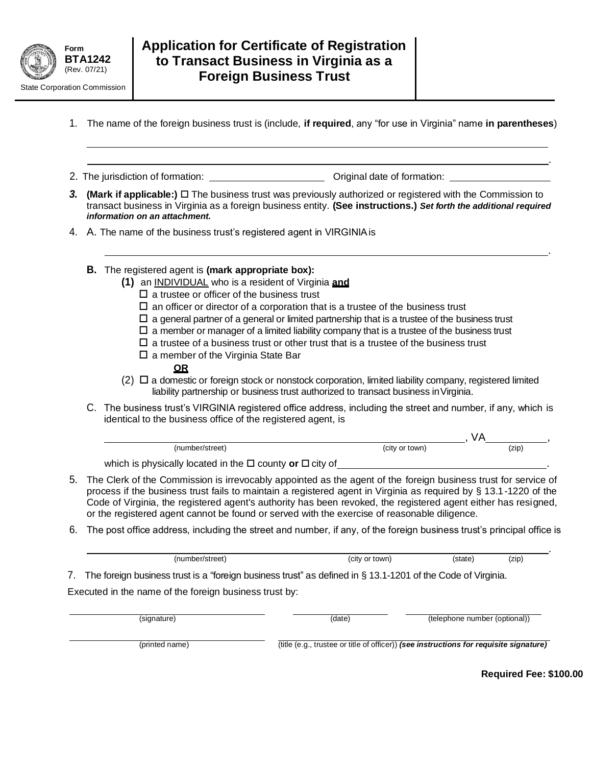Form **BTA1242** (Rev. 07/21)

State Corporation Commission

# Application for Certificate of Registration to Transact Business in Virginia as a Foreign Business Trust

1. The name of the foreign business trust is (include, **if required**, any "for use in Virginia" name **in parentheses**)

_______________________________________________

_______________________________________________.

2. The jurisdiction of formation: ____________________ Original date of formation: ____________________

***3.*** **(Mark if applicable:)** ☐ The business trust was previously authorized or registered with the Commission to transact business in Virginia as a foreign business entity. **(See instructions.)** ***Set forth the additional required information on an attachment.***

4. A. The name of the business trust's registered agent in VIRGINIA is

   _______________________________________________.

   **B.** The registered agent is **(mark appropriate box):**

   **(1)** an INDIVIDUAL who is a resident of Virginia **and**

   - ☐ a trustee or officer of the business trust
   - ☐ an officer or director of a corporation that is a trustee of the business trust
   - ☐ a general partner of a general or limited partnership that is a trustee of the business trust
   - ☐ a member or manager of a limited liability company that is a trustee of the business trust
   - ☐ a trustee of a business trust or other trust that is a trustee of the business trust
   - ☐ a member of the Virginia State Bar

   **OR**

   (2) ☐ a domestic or foreign stock or nonstock corporation, limited liability company, registered limited liability partnership or business trust authorized to transact business in Virginia.

   C. The business trust's VIRGINIA registered office address, including the street and number, if any, which is identical to the business office of the registered agent, is

   ____________________ (number/street) ____________________ (city or town), VA ________ (zip),

   which is physically located in the ☐ county **or** ☐ city of ____________________.

5. The Clerk of the Commission is irrevocably appointed as the agent of the foreign business trust for service of process if the business trust fails to maintain a registered agent in Virginia as required by § 13.1-1220 of the Code of Virginia, the registered agent's authority has been revoked, the registered agent either has resigned, or the registered agent cannot be found or served with the exercise of reasonable diligence.

6. The post office address, including the street and number, if any, of the foreign business trust's principal office is

   ____________________ (number/street) ____________________ (city or town) ________ (state) ________ (zip).

7. The foreign business trust is a "foreign business trust" as defined in § 13.1-1201 of the Code of Virginia.

Executed in the name of the foreign business trust by:

____________________ (signature) ____________________ (date) ____________________ (telephone number (optional))

____________________ (printed name) ____________________ (title (e.g., trustee or title of officer)) ***(see instructions for requisite signature)***

**Required Fee: $100.00**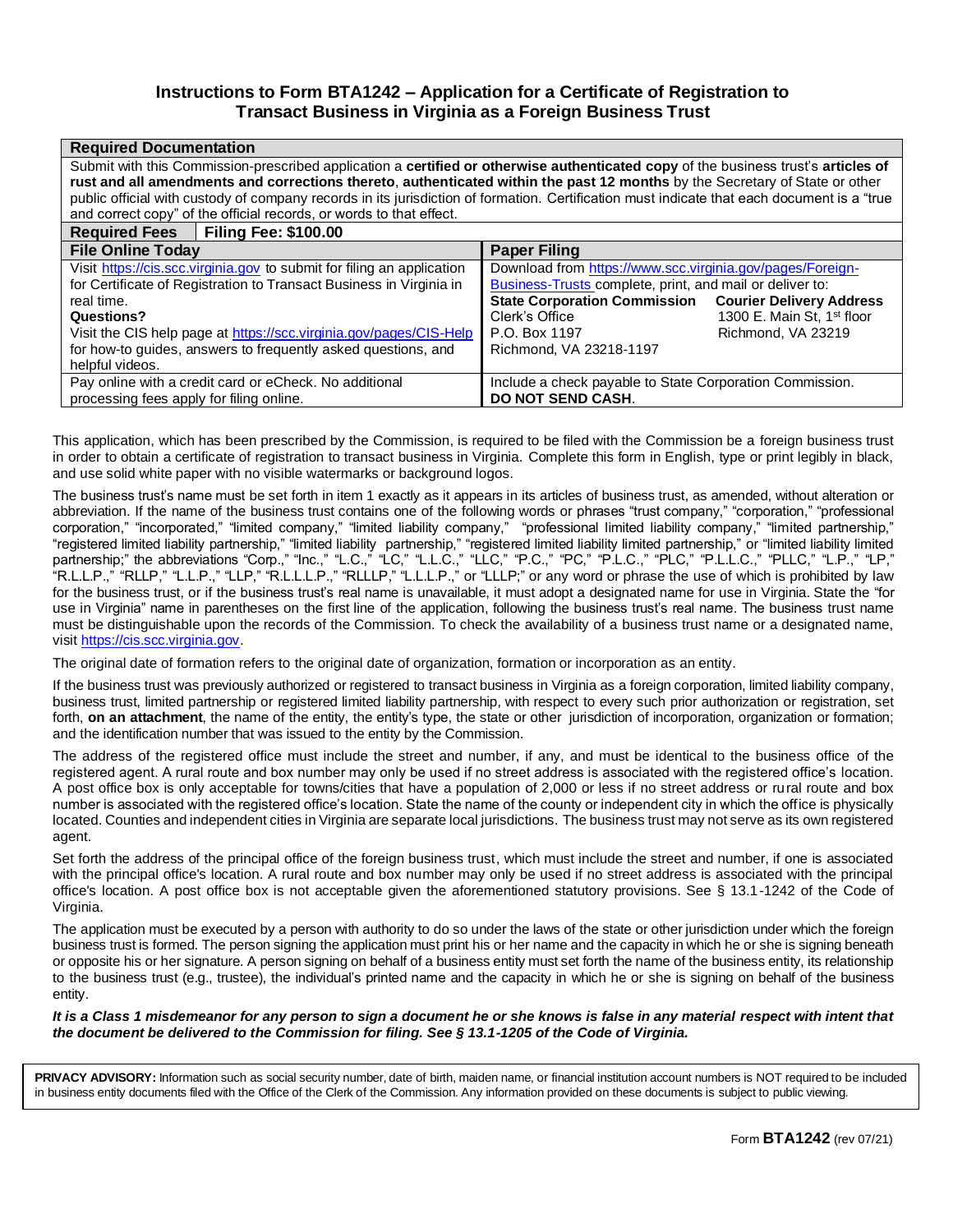# Instructions to Form BTA1242 – Application for a Certificate of Registration to Transact Business in Virginia as a Foreign Business Trust

| **Required Documentation** | |
|---|---|
| Submit with this Commission-prescribed application a **certified or otherwise authenticated copy** of the business trust's **articles of rust and all amendments and corrections thereto**, **authenticated within the past 12 months** by the Secretary of State or other public official with custody of company records in its jurisdiction of formation. Certification must indicate that each document is a "true and correct copy" of the official records, or words to that effect. | |
| **Required Fees** **Filing Fee: $100.00** | |
| **File Online Today** | **Paper Filing** |
| Visit https://cis.scc.virginia.gov to submit for filing an application for Certificate of Registration to Transact Business in Virginia in real time.<br>**Questions?**<br>Visit the CIS help page at https://scc.virginia.gov/pages/CIS-Help for how-to guides, answers to frequently asked questions, and helpful videos. | Download from https://www.scc.virginia.gov/pages/Foreign-Business-Trusts complete, print, and mail or deliver to:<br>**State Corporation Commission**<br>Clerk's Office<br>P.O. Box 1197<br>Richmond, VA 23218-1197<br>**Courier Delivery Address**<br>1300 E. Main St, 1st floor<br>Richmond, VA 23219 |
| Pay online with a credit card or eCheck. No additional processing fees apply for filing online. | Include a check payable to State Corporation Commission. **DO NOT SEND CASH**. |

This application, which has been prescribed by the Commission, is required to be filed with the Commission be a foreign business trust in order to obtain a certificate of registration to transact business in Virginia. Complete this form in English, type or print legibly in black, and use solid white paper with no visible watermarks or background logos.

The business trust's name must be set forth in item 1 exactly as it appears in its articles of business trust, as amended, without alteration or abbreviation. If the name of the business trust contains one of the following words or phrases "trust company," "corporation," "professional corporation," "incorporated," "limited company," "limited liability company," "professional limited liability company," "limited partnership," "registered limited liability partnership," "limited liability partnership," "registered limited liability limited partnership," or "limited liability limited partnership;" the abbreviations "Corp.," "Inc.," "L.C.," "LC," "L.L.C.," "LLC," "P.C.," "PC," "P.L.C.," "PLC," "P.L.L.C.," "PLLC," "L.P.," "LP," "R.L.L.P.," "RLLP," "L.L.P.," "LLP," "R.L.L.L.P.," "RLLLP," "L.L.L.P.," or "LLLP;" or any word or phrase the use of which is prohibited by law for the business trust, or if the business trust's real name is unavailable, it must adopt a designated name for use in Virginia. State the "for use in Virginia" name in parentheses on the first line of the application, following the business trust's real name. The business trust name must be distinguishable upon the records of the Commission. To check the availability of a business trust name or a designated name, visit https://cis.scc.virginia.gov.

The original date of formation refers to the original date of organization, formation or incorporation as an entity.

If the business trust was previously authorized or registered to transact business in Virginia as a foreign corporation, limited liability company, business trust, limited partnership or registered limited liability partnership, with respect to every such prior authorization or registration, set forth, **on an attachment**, the name of the entity, the entity's type, the state or other jurisdiction of incorporation, organization or formation; and the identification number that was issued to the entity by the Commission.

The address of the registered office must include the street and number, if any, and must be identical to the business office of the registered agent. A rural route and box number may only be used if no street address is associated with the registered office's location. A post office box is only acceptable for towns/cities that have a population of 2,000 or less if no street address or rural route and box number is associated with the registered office's location. State the name of the county or independent city in which the office is physically located. Counties and independent cities in Virginia are separate local jurisdictions. The business trust may not serve as its own registered agent.

Set forth the address of the principal office of the foreign business trust, which must include the street and number, if one is associated with the principal office's location. A rural route and box number may only be used if no street address is associated with the principal office's location. A post office box is not acceptable given the aforementioned statutory provisions. See § 13.1-1242 of the Code of Virginia.

The application must be executed by a person with authority to do so under the laws of the state or other jurisdiction under which the foreign business trust is formed. The person signing the application must print his or her name and the capacity in which he or she is signing beneath or opposite his or her signature. A person signing on behalf of a business entity must set forth the name of the business entity, its relationship to the business trust (e.g., trustee), the individual's printed name and the capacity in which he or she is signing on behalf of the business entity.

***It is a Class 1 misdemeanor for any person to sign a document he or she knows is false in any material respect with intent that the document be delivered to the Commission for filing. See § 13.1-1205 of the Code of Virginia.***

**PRIVACY ADVISORY:** Information such as social security number, date of birth, maiden name, or financial institution account numbers is NOT required to be included in business entity documents filed with the Office of the Clerk of the Commission. Any information provided on these documents is subject to public viewing.

Form **BTA1242** (rev 07/21)